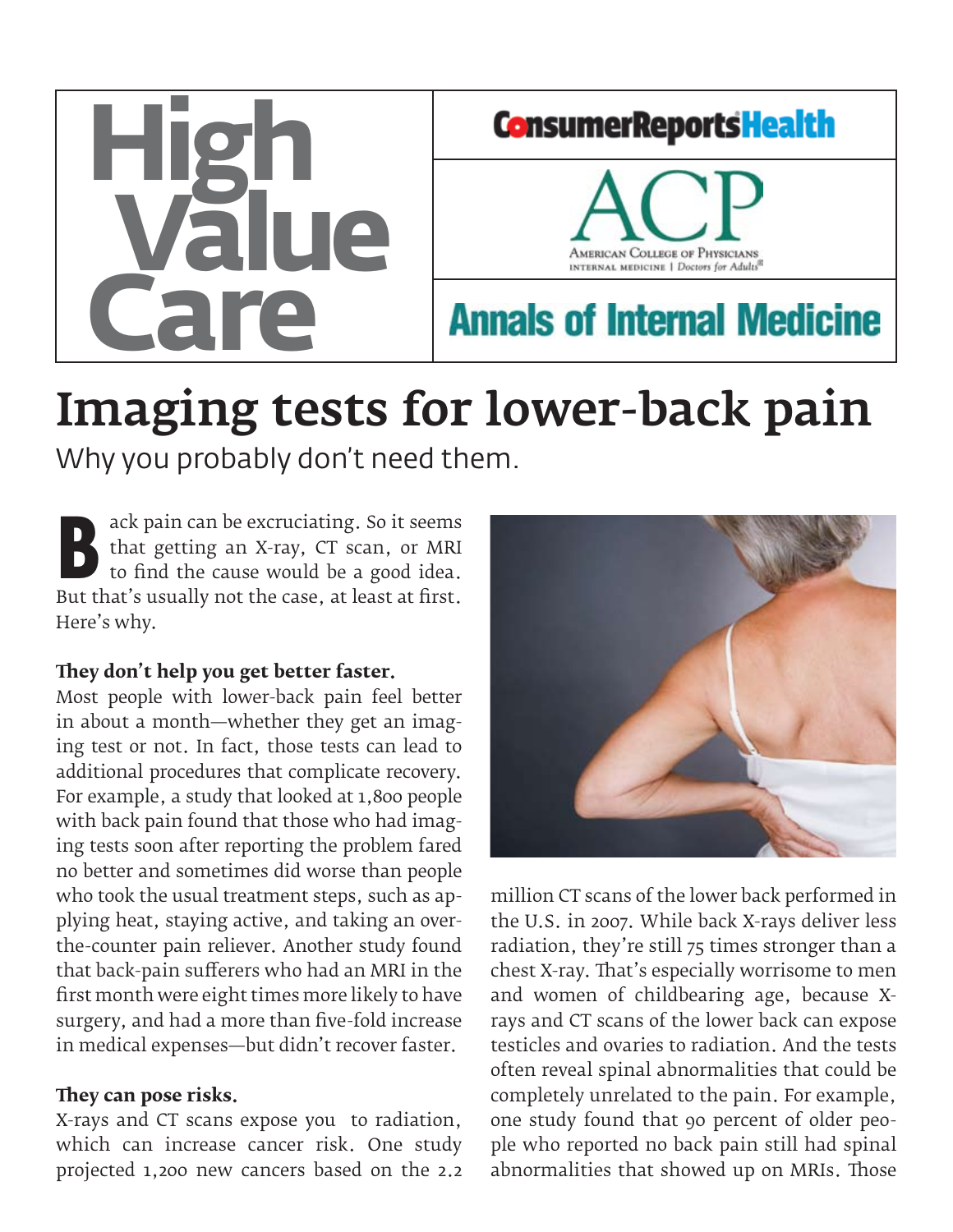High Value Care

ConsumerReportsHealth

ACP
American College of Physicians
Internal Medicine | Doctors for Adults

Annals of Internal Medicine

# Imaging tests for lower-back pain

Why you probably don't need them.

Back pain can be excruciating. So it seems that getting an X-ray, CT scan, or MRI to find the cause would be a good idea. But that's usually not the case, at least at first. Here's why.

**They don't help you get better faster.**

Most people with lower-back pain feel better in about a month—whether they get an imaging test or not. In fact, those tests can lead to additional procedures that complicate recovery. For example, a study that looked at 1,800 people with back pain found that those who had imaging tests soon after reporting the problem fared no better and sometimes did worse than people who took the usual treatment steps, such as applying heat, staying active, and taking an over-the-counter pain reliever. Another study found that back-pain sufferers who had an MRI in the first month were eight times more likely to have surgery, and had a more than five-fold increase in medical expenses—but didn't recover faster.

**They can pose risks.**

X-rays and CT scans expose you to radiation, which can increase cancer risk. One study projected 1,200 new cancers based on the 2.2 million CT scans of the lower back performed in the U.S. in 2007. While back X-rays deliver less radiation, they're still 75 times stronger than a chest X-ray. That's especially worrisome to men and women of childbearing age, because X-rays and CT scans of the lower back can expose testicles and ovaries to radiation. And the tests often reveal spinal abnormalities that could be completely unrelated to the pain. For example, one study found that 90 percent of older people who reported no back pain still had spinal abnormalities that showed up on MRIs. Those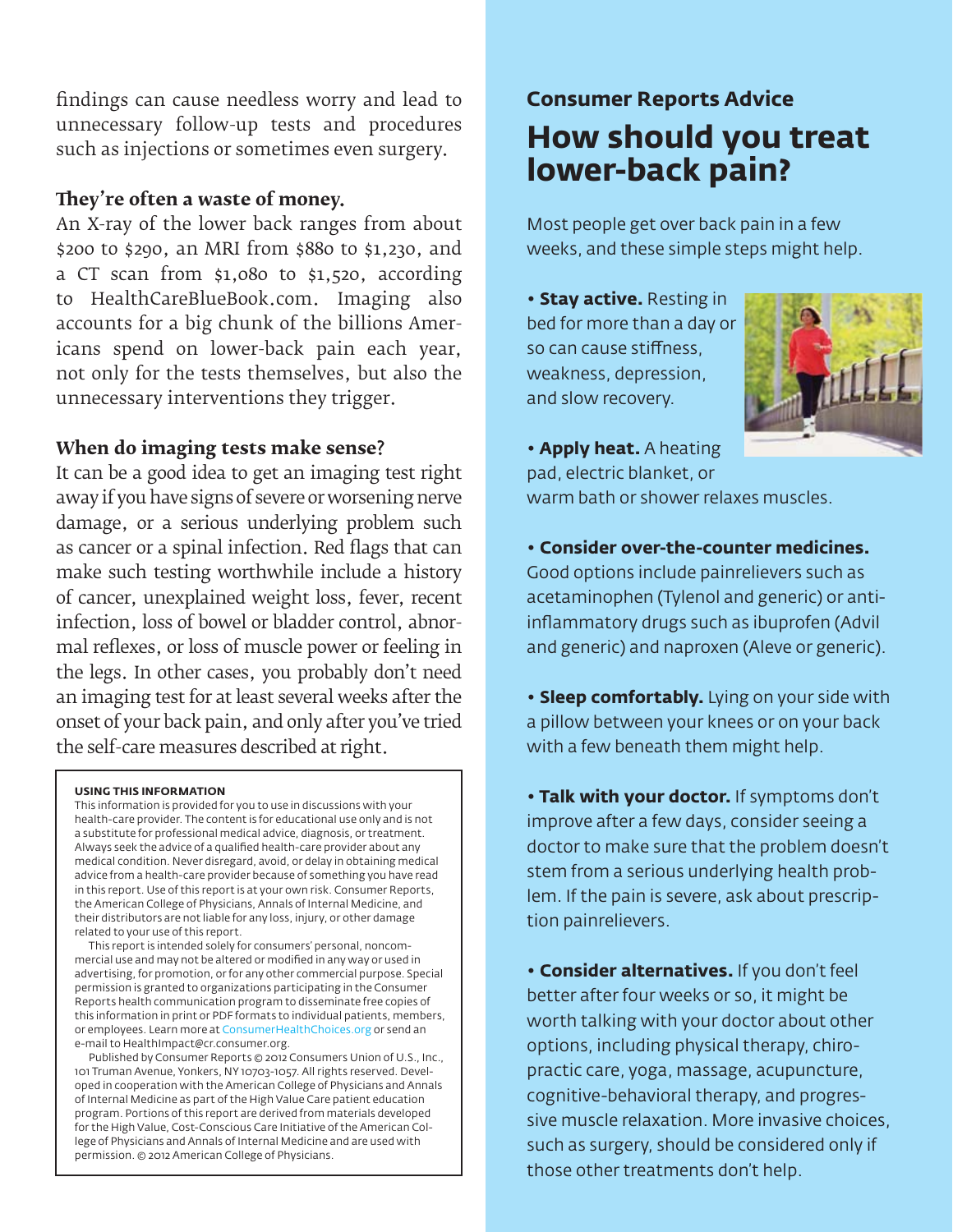findings can cause needless worry and lead to unnecessary follow-up tests and procedures such as injections or sometimes even surgery.

**They're often a waste of money.**

An X-ray of the lower back ranges from about $200 to $290, an MRI from $880 to $1,230, and a CT scan from $1,080 to $1,520, according to HealthCareBlueBook.com. Imaging also accounts for a big chunk of the billions Americans spend on lower-back pain each year, not only for the tests themselves, but also the unnecessary interventions they trigger.

**When do imaging tests make sense?**

It can be a good idea to get an imaging test right away if you have signs of severe or worsening nerve damage, or a serious underlying problem such as cancer or a spinal infection. Red flags that can make such testing worthwhile include a history of cancer, unexplained weight loss, fever, recent infection, loss of bowel or bladder control, abnormal reflexes, or loss of muscle power or feeling in the legs. In other cases, you probably don't need an imaging test for at least several weeks after the onset of your back pain, and only after you've tried the self-care measures described at right.

**USING THIS INFORMATION**

This information is provided for you to use in discussions with your health-care provider. The content is for educational use only and is not a substitute for professional medical advice, diagnosis, or treatment. Always seek the advice of a qualified health-care provider about any medical condition. Never disregard, avoid, or delay in obtaining medical advice from a health-care provider because of something you have read in this report. Use of this report is at your own risk. Consumer Reports, the American College of Physicians, Annals of Internal Medicine, and their distributors are not liable for any loss, injury, or other damage related to your use of this report.

This report is intended solely for consumers' personal, noncommercial use and may not be altered or modified in any way or used in advertising, for promotion, or for any other commercial purpose. Special permission is granted to organizations participating in the Consumer Reports health communication program to disseminate free copies of this information in print or PDF formats to individual patients, members, or employees. Learn more at ConsumerHealthChoices.org or send an e-mail to HealthImpact@cr.consumer.org.

Published by Consumer Reports © 2012 Consumers Union of U.S., Inc., 101 Truman Avenue, Yonkers, NY 10703-1057. All rights reserved. Developed in cooperation with the American College of Physicians and Annals of Internal Medicine as part of the High Value Care patient education program. Portions of this report are derived from materials developed for the High Value, Cost-Conscious Care Initiative of the American College of Physicians and Annals of Internal Medicine and are used with permission. © 2012 American College of Physicians.

### Consumer Reports Advice

## How should you treat lower-back pain?

Most people get over back pain in a few weeks, and these simple steps might help.

- **Stay active.** Resting in bed for more than a day or so can cause stiffness, weakness, depression, and slow recovery.
- **Apply heat.** A heating pad, electric blanket, or warm bath or shower relaxes muscles.
- **Consider over-the-counter medicines.** Good options include painrelievers such as acetaminophen (Tylenol and generic) or anti-inflammatory drugs such as ibuprofen (Advil and generic) and naproxen (Aleve or generic).
- **Sleep comfortably.** Lying on your side with a pillow between your knees or on your back with a few beneath them might help.
- **Talk with your doctor.** If symptoms don't improve after a few days, consider seeing a doctor to make sure that the problem doesn't stem from a serious underlying health problem. If the pain is severe, ask about prescription painrelievers.
- **Consider alternatives.** If you don't feel better after four weeks or so, it might be worth talking with your doctor about other options, including physical therapy, chiropractic care, yoga, massage, acupuncture, cognitive-behavioral therapy, and progressive muscle relaxation. More invasive choices, such as surgery, should be considered only if those other treatments don't help.